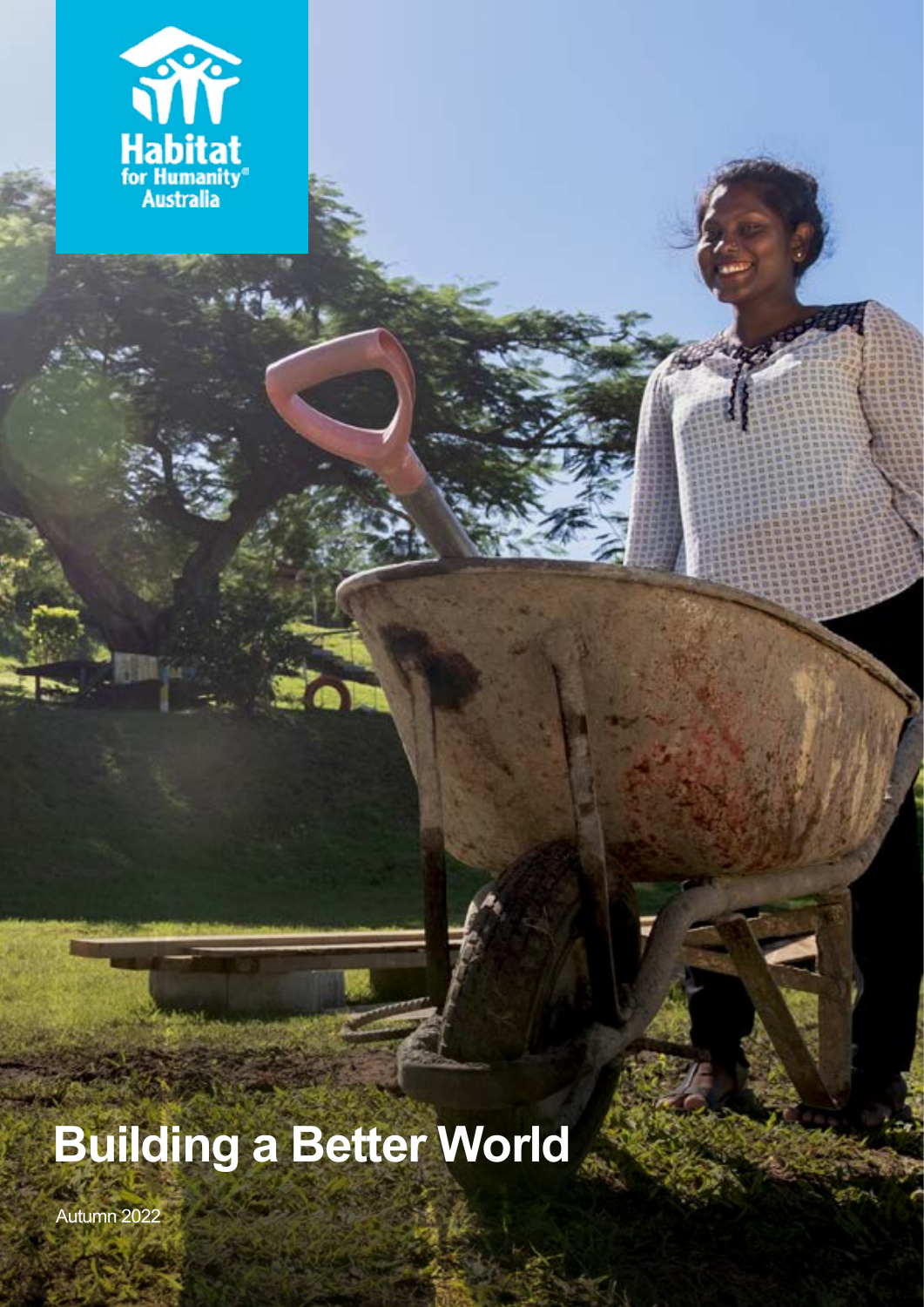Habitat for Humanity Australia

# Building a Better World

Autumn 2022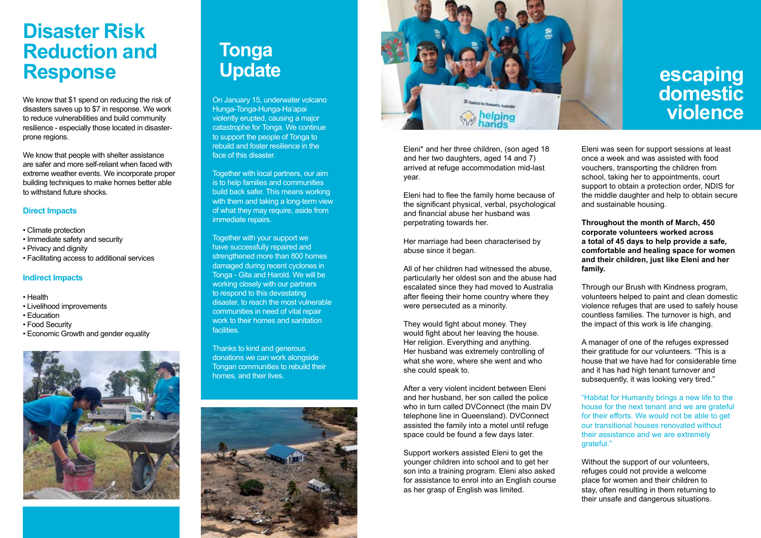# Disaster Risk Reduction and Response

We know that $1 spend on reducing the risk of disasters saves up to $7 in response. We work to reduce vulnerabilities and build community resilience - especially those located in disaster-prone regions.

We know that people with shelter assistance are safer and more self-reliant when faced with extreme weather events. We incorporate proper building techniques to make homes better able to withstand future shocks.

### Direct Impacts

- Climate protection
- Immediate safety and security
- Privacy and dignity
- Facilitating access to additional services

### Indirect Impacts

- Health
- Livelihood improvements
- Education
- Food Security
- Economic Growth and gender equality

# Tonga Update

On January 15, underwater volcano Hunga-Tonga-Hunga-Ha'apai violently erupted, causing a major catastrophe for Tonga. We continue to support the people of Tonga to rebuild and foster resilience in the face of this disaster.

Together with local partners, our aim is to help families and communities build back safer. This means working with them and taking a long-term view of what they may require, aside from immediate repairs.

Together with your support we have successfully repaired and strengthened more than 800 homes damaged during recent cyclones in Tonga - Gita and Harold. We will be working closely with our partners to respond to this devastating disaster, to reach the most vulnerable communities in need of vital repair work to their homes and sanitation facilities.

Thanks to kind and generous donations we can work alongside Tongan communities to rebuild their homes, and their lives.

# escaping domestic violence

Eleni* and her three children, (son aged 18 and her two daughters, aged 14 and 7) arrived at refuge accommodation mid-last year.

Eleni had to flee the family home because of the significant physical, verbal, psychological and financial abuse her husband was perpetrating towards her.

Her marriage had been characterised by abuse since it began.

All of her children had witnessed the abuse, particularly her oldest son and the abuse had escalated since they had moved to Australia after fleeing their home country where they were persecuted as a minority.

They would fight about money. They would fight about her leaving the house. Her religion. Everything and anything. Her husband was extremely controlling of what she wore, where she went and who she could speak to.

After a very violent incident between Eleni and her husband, her son called the police who in turn called DVConnect (the main DV telephone line in Queensland). DVConnect assisted the family into a motel until refuge space could be found a few days later.

Support workers assisted Eleni to get the younger children into school and to get her son into a training program. Eleni also asked for assistance to enrol into an English course as her grasp of English was limited.

Eleni was seen for support sessions at least once a week and was assisted with food vouchers, transporting the children from school, taking her to appointments, court support to obtain a protection order, NDIS for the middle daughter and help to obtain secure and sustainable housing.

**Throughout the month of March, 450 corporate volunteers worked across a total of 45 days to help provide a safe, comfortable and healing space for women and their children, just like Eleni and her family.**

Through our Brush with Kindness program, volunteers helped to paint and clean domestic violence refuges that are used to safely house countless families. The turnover is high, and the impact of this work is life changing.

A manager of one of the refuges expressed their gratitude for our volunteers. "This is a house that we have had for considerable time and it has had high tenant turnover and subsequently, it was looking very tired."

"Habitat for Humanity brings a new life to the house for the next tenant and we are grateful for their efforts. We would not be able to get our transitional houses renovated without their assistance and we are extremely grateful."

Without the support of our volunteers, refuges could not provide a welcome place for women and their children to stay, often resulting in them returning to their unsafe and dangerous situations.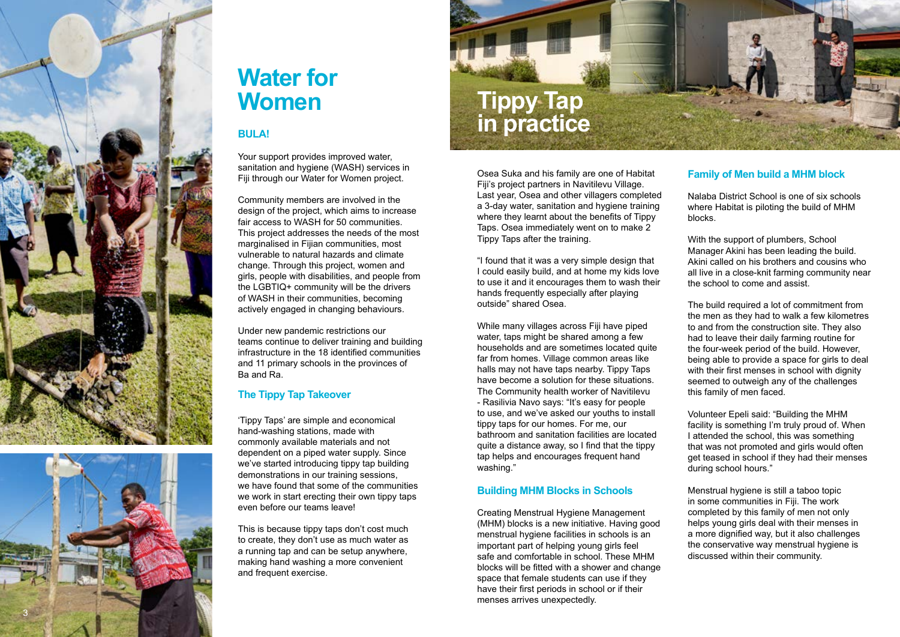# Water for Women

### BULA!

Your support provides improved water, sanitation and hygiene (WASH) services in Fiji through our Water for Women project.

Community members are involved in the design of the project, which aims to increase fair access to WASH for 50 communities. This project addresses the needs of the most marginalised in Fijian communities, most vulnerable to natural hazards and climate change. Through this project, women and girls, people with disabilities, and people from the LGBTIQ+ community will be the drivers of WASH in their communities, becoming actively engaged in changing behaviours.

Under new pandemic restrictions our teams continue to deliver training and building infrastructure in the 18 identified communities and 11 primary schools in the provinces of Ba and Ra.

### The Tippy Tap Takeover

'Tippy Taps' are simple and economical hand-washing stations, made with commonly available materials and not dependent on a piped water supply. Since we've started introducing tippy tap building demonstrations in our training sessions, we have found that some of the communities we work in start erecting their own tippy taps even before our teams leave!

This is because tippy taps don't cost much to create, they don't use as much water as a running tap and can be setup anywhere, making hand washing a more convenient and frequent exercise.

# Tippy Tap in practice

Osea Suka and his family are one of Habitat Fiji's project partners in Navitilevu Village. Last year, Osea and other villagers completed a 3-day water, sanitation and hygiene training where they learnt about the benefits of Tippy Taps. Osea immediately went on to make 2 Tippy Taps after the training.

"I found that it was a very simple design that I could easily build, and at home my kids love to use it and it encourages them to wash their hands frequently especially after playing outside" shared Osea.

While many villages across Fiji have piped water, taps might be shared among a few households and are sometimes located quite far from homes. Village common areas like halls may not have taps nearby. Tippy Taps have become a solution for these situations. The Community health worker of Navitilevu - Rasilivia Navo says: "It's easy for people to use, and we've asked our youths to install tippy taps for our homes. For me, our bathroom and sanitation facilities are located quite a distance away, so I find that the tippy tap helps and encourages frequent hand washing."

### Building MHM Blocks in Schools

Creating Menstrual Hygiene Management (MHM) blocks is a new initiative. Having good menstrual hygiene facilities in schools is an important part of helping young girls feel safe and comfortable in school. These MHM blocks will be fitted with a shower and change space that female students can use if they have their first periods in school or if their menses arrives unexpectedly.

### Family of Men build a MHM block

Nalaba District School is one of six schools where Habitat is piloting the build of MHM blocks.

With the support of plumbers, School Manager Akini has been leading the build. Akini called on his brothers and cousins who all live in a close-knit farming community near the school to come and assist.

The build required a lot of commitment from the men as they had to walk a few kilometres to and from the construction site. They also had to leave their daily farming routine for the four-week period of the build. However, being able to provide a space for girls to deal with their first menses in school with dignity seemed to outweigh any of the challenges this family of men faced.

Volunteer Epeli said: "Building the MHM facility is something I'm truly proud of. When I attended the school, this was something that was not promoted and girls would often get teased in school if they had their menses during school hours."

Menstrual hygiene is still a taboo topic in some communities in Fiji. The work completed by this family of men not only helps young girls deal with their menses in a more dignified way, but it also challenges the conservative way menstrual hygiene is discussed within their community.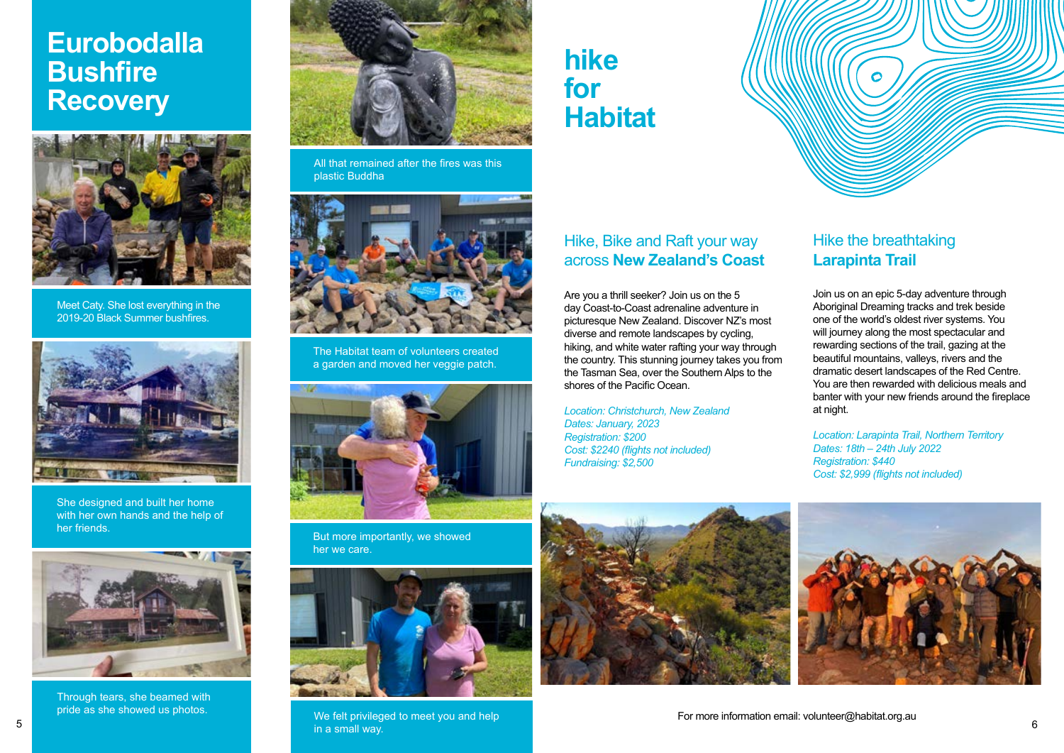# Eurobodalla Bushfire Recovery

Meet Caty. She lost everything in the 2019-20 Black Summer bushfires.

She designed and built her home with her own hands and the help of her friends.

Through tears, she beamed with pride as she showed us photos.

All that remained after the fires was this plastic Buddha

The Habitat team of volunteers created a garden and moved her veggie patch.

But more importantly, we showed her we care.

We felt privileged to meet you and help in a small way.

# hike for Habitat

## Hike, Bike and Raft your way across **New Zealand's Coast**

Are you a thrill seeker? Join us on the 5 day Coast-to-Coast adrenaline adventure in picturesque New Zealand. Discover NZ's most diverse and remote landscapes by cycling, hiking, and white water rafting your way through the country. This stunning journey takes you from the Tasman Sea, over the Southern Alps to the shores of the Pacific Ocean.

*Location: Christchurch, New Zealand*
*Dates: January, 2023*
*Registration: $200*
*Cost: $2240 (flights not included)*
*Fundraising: $2,500*

## Hike the breathtaking **Larapinta Trail**

Join us on an epic 5-day adventure through Aboriginal Dreaming tracks and trek beside one of the world's oldest river systems. You will journey along the most spectacular and rewarding sections of the trail, gazing at the beautiful mountains, valleys, rivers and the dramatic desert landscapes of the Red Centre. You are then rewarded with delicious meals and banter with your new friends around the fireplace at night.

*Location: Larapinta Trail, Northern Territory*
*Dates: 18th – 24th July 2022*
*Registration: $440*
*Cost: $2,999 (flights not included)*

For more information email: volunteer@habitat.org.au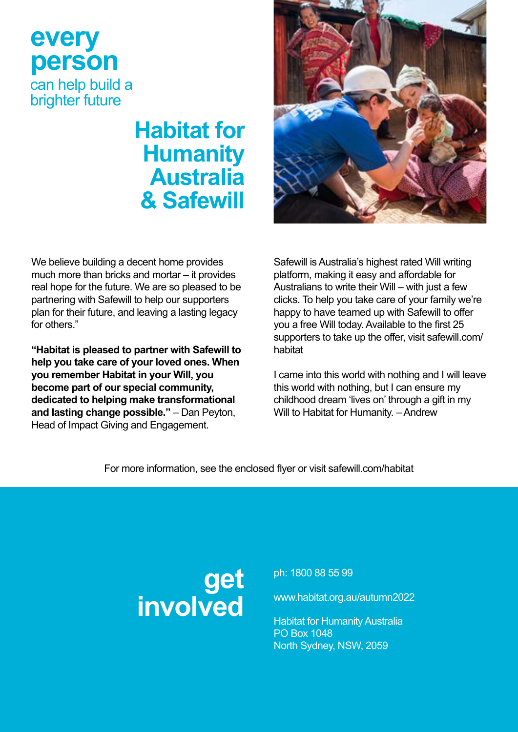# every person

can help build a brighter future

## Habitat for Humanity Australia & Safewill

We believe building a decent home provides much more than bricks and mortar – it provides real hope for the future. We are so pleased to be partnering with Safewill to help our supporters plan for their future, and leaving a lasting legacy for others."

**"Habitat is pleased to partner with Safewill to help you take care of your loved ones. When you remember Habitat in your Will, you become part of our special community, dedicated to helping make transformational and lasting change possible."** – Dan Peyton, Head of Impact Giving and Engagement.

Safewill is Australia's highest rated Will writing platform, making it easy and affordable for Australians to write their Will – with just a few clicks. To help you take care of your family we're happy to have teamed up with Safewill to offer you a free Will today. Available to the first 25 supporters to take up the offer, visit safewill.com/habitat

I came into this world with nothing and I will leave this world with nothing, but I can ensure my childhood dream 'lives on' through a gift in my Will to Habitat for Humanity. – Andrew

For more information, see the enclosed flyer or visit safewill.com/habitat

## get involved

ph: 1800 88 55 99

www.habitat.org.au/autumn2022

Habitat for Humanity Australia
PO Box 1048
North Sydney, NSW, 2059